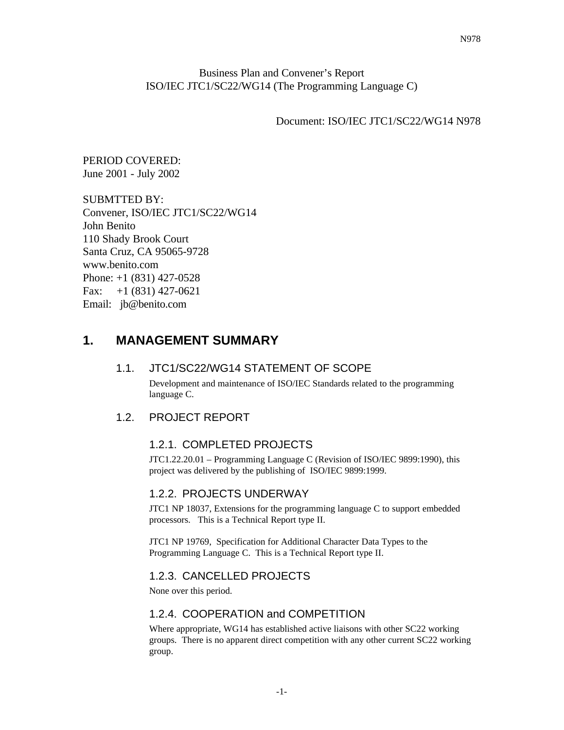Business Plan and Convener's Report
ISO/IEC JTC1/SC22/WG14 (The Programming Language C)

Document: ISO/IEC JTC1/SC22/WG14 N978

PERIOD COVERED:
June 2001 - July 2002

SUBMTTED BY:
Convener, ISO/IEC JTC1/SC22/WG14
John Benito
110 Shady Brook Court
Santa Cruz, CA 95065-9728
www.benito.com
Phone: +1 (831) 427-0528
Fax: +1 (831) 427-0621
Email: jb@benito.com

# 1. MANAGEMENT SUMMARY

## 1.1. JTC1/SC22/WG14 STATEMENT OF SCOPE

Development and maintenance of ISO/IEC Standards related to the programming language C.

## 1.2. PROJECT REPORT

### 1.2.1. COMPLETED PROJECTS

JTC1.22.20.01 – Programming Language C (Revision of ISO/IEC 9899:1990), this project was delivered by the publishing of ISO/IEC 9899:1999.

### 1.2.2. PROJECTS UNDERWAY

JTC1 NP 18037, Extensions for the programming language C to support embedded processors. This is a Technical Report type II.

JTC1 NP 19769, Specification for Additional Character Data Types to the Programming Language C. This is a Technical Report type II.

### 1.2.3. CANCELLED PROJECTS

None over this period.

### 1.2.4. COOPERATION and COMPETITION

Where appropriate, WG14 has established active liaisons with other SC22 working groups. There is no apparent direct competition with any other current SC22 working group.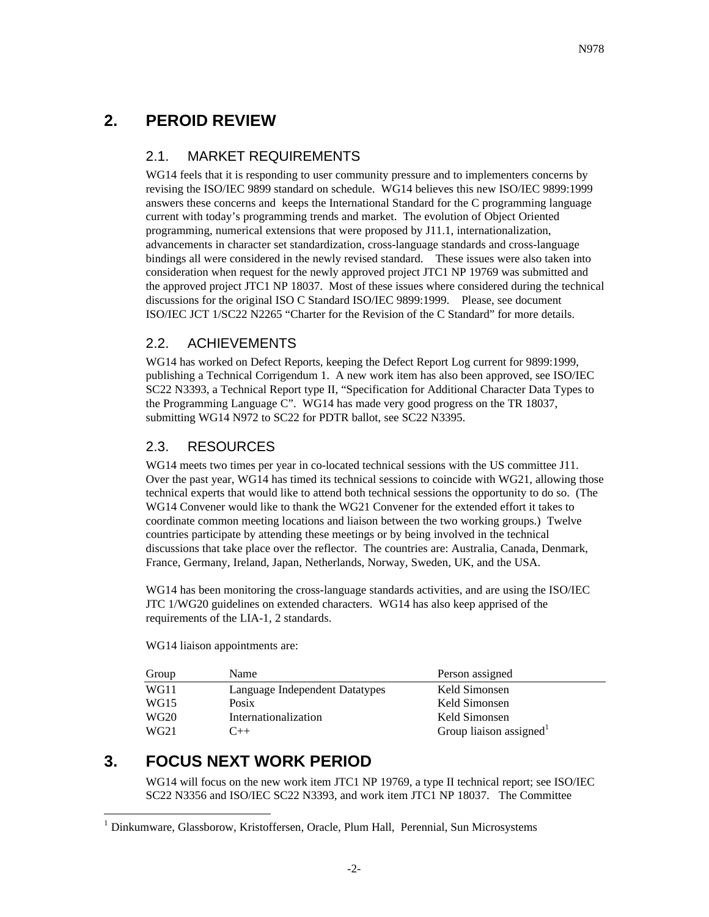## 2. PEROID REVIEW

### 2.1. MARKET REQUIREMENTS

WG14 feels that it is responding to user community pressure and to implementers concerns by revising the ISO/IEC 9899 standard on schedule. WG14 believes this new ISO/IEC 9899:1999 answers these concerns and keeps the International Standard for the C programming language current with today's programming trends and market. The evolution of Object Oriented programming, numerical extensions that were proposed by J11.1, internationalization, advancements in character set standardization, cross-language standards and cross-language bindings all were considered in the newly revised standard. These issues were also taken into consideration when request for the newly approved project JTC1 NP 19769 was submitted and the approved project JTC1 NP 18037. Most of these issues where considered during the technical discussions for the original ISO C Standard ISO/IEC 9899:1999. Please, see document ISO/IEC JCT 1/SC22 N2265 "Charter for the Revision of the C Standard" for more details.

### 2.2. ACHIEVEMENTS

WG14 has worked on Defect Reports, keeping the Defect Report Log current for 9899:1999, publishing a Technical Corrigendum 1. A new work item has also been approved, see ISO/IEC SC22 N3393, a Technical Report type II, "Specification for Additional Character Data Types to the Programming Language C". WG14 has made very good progress on the TR 18037, submitting WG14 N972 to SC22 for PDTR ballot, see SC22 N3395.

### 2.3. RESOURCES

WG14 meets two times per year in co-located technical sessions with the US committee J11. Over the past year, WG14 has timed its technical sessions to coincide with WG21, allowing those technical experts that would like to attend both technical sessions the opportunity to do so. (The WG14 Convener would like to thank the WG21 Convener for the extended effort it takes to coordinate common meeting locations and liaison between the two working groups.) Twelve countries participate by attending these meetings or by being involved in the technical discussions that take place over the reflector. The countries are: Australia, Canada, Denmark, France, Germany, Ireland, Japan, Netherlands, Norway, Sweden, UK, and the USA.

WG14 has been monitoring the cross-language standards activities, and are using the ISO/IEC JTC 1/WG20 guidelines on extended characters. WG14 has also keep apprised of the requirements of the LIA-1, 2 standards.

WG14 liaison appointments are:

| Group | Name | Person assigned |
|---|---|---|
| WG11 | Language Independent Datatypes | Keld Simonsen |
| WG15 | Posix | Keld Simonsen |
| WG20 | Internationalization | Keld Simonsen |
| WG21 | C++ | Group liaison assigned[1] |

## 3. FOCUS NEXT WORK PERIOD

WG14 will focus on the new work item JTC1 NP 19769, a type II technical report; see ISO/IEC SC22 N3356 and ISO/IEC SC22 N3393, and work item JTC1 NP 18037. The Committee

[1] Dinkumware, Glassborow, Kristoffersen, Oracle, Plum Hall, Perennial, Sun Microsystems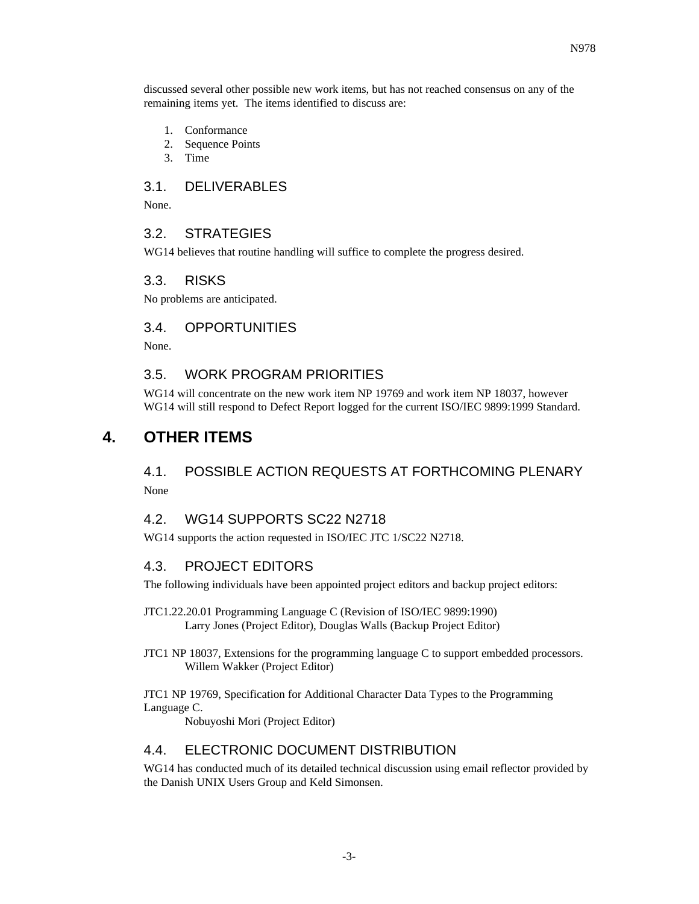discussed several other possible new work items, but has not reached consensus on any of the remaining items yet. The items identified to discuss are:

1. Conformance
2. Sequence Points
3. Time

### 3.1. DELIVERABLES

None.

### 3.2. STRATEGIES

WG14 believes that routine handling will suffice to complete the progress desired.

### 3.3. RISKS

No problems are anticipated.

### 3.4. OPPORTUNITIES

None.

### 3.5. WORK PROGRAM PRIORITIES

WG14 will concentrate on the new work item NP 19769 and work item NP 18037, however WG14 will still respond to Defect Report logged for the current ISO/IEC 9899:1999 Standard.

## 4. OTHER ITEMS

### 4.1. POSSIBLE ACTION REQUESTS AT FORTHCOMING PLENARY

None

### 4.2. WG14 SUPPORTS SC22 N2718

WG14 supports the action requested in ISO/IEC JTC 1/SC22 N2718.

### 4.3. PROJECT EDITORS

The following individuals have been appointed project editors and backup project editors:

JTC1.22.20.01 Programming Language C (Revision of ISO/IEC 9899:1990)
Larry Jones (Project Editor), Douglas Walls (Backup Project Editor)

JTC1 NP 18037, Extensions for the programming language C to support embedded processors.
Willem Wakker (Project Editor)

JTC1 NP 19769, Specification for Additional Character Data Types to the Programming Language C.
Nobuyoshi Mori (Project Editor)

### 4.4. ELECTRONIC DOCUMENT DISTRIBUTION

WG14 has conducted much of its detailed technical discussion using email reflector provided by the Danish UNIX Users Group and Keld Simonsen.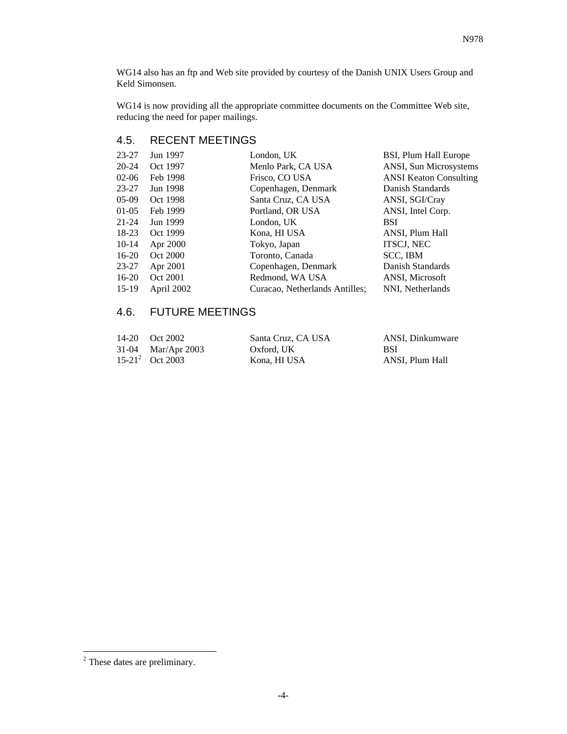WG14 also has an ftp and Web site provided by courtesy of the Danish UNIX Users Group and Keld Simonsen.

WG14 is now providing all the appropriate committee documents on the Committee Web site, reducing the need for paper mailings.

## 4.5. RECENT MEETINGS

| | | | |
|---|---|---|---|
| 23-27 | Jun 1997 | London, UK | BSI, Plum Hall Europe |
| 20-24 | Oct 1997 | Menlo Park, CA USA | ANSI, Sun Microsystems |
| 02-06 | Feb 1998 | Frisco, CO USA | ANSI Keaton Consulting |
| 23-27 | Jun 1998 | Copenhagen, Denmark | Danish Standards |
| 05-09 | Oct 1998 | Santa Cruz, CA USA | ANSI, SGI/Cray |
| 01-05 | Feb 1999 | Portland, OR USA | ANSI, Intel Corp. |
| 21-24 | Jun 1999 | London, UK | BSI |
| 18-23 | Oct 1999 | Kona, HI USA | ANSI, Plum Hall |
| 10-14 | Apr 2000 | Tokyo, Japan | ITSCJ, NEC |
| 16-20 | Oct 2000 | Toronto, Canada | SCC, IBM |
| 23-27 | Apr 2001 | Copenhagen, Denmark | Danish Standards |
| 16-20 | Oct 2001 | Redmond, WA USA | ANSI, Microsoft |
| 15-19 | April 2002 | Curacao, Netherlands Antilles; | NNI, Netherlands |

## 4.6. FUTURE MEETINGS

| | | | |
|---|---|---|---|
| 14-20 | Oct 2002 | Santa Cruz, CA USA | ANSI, Dinkumware |
| 31-04 | Mar/Apr 2003 | Oxford, UK | BSI |
| 15-21[2] | Oct 2003 | Kona, HI USA | ANSI, Plum Hall |

[2] These dates are preliminary.